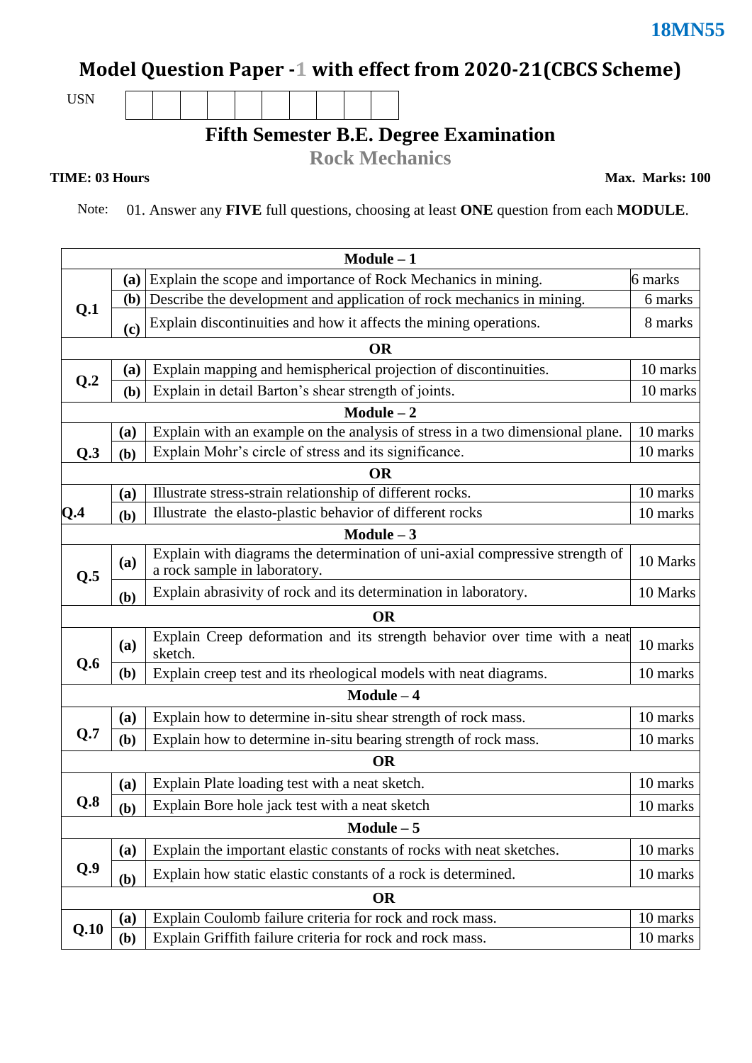18MN55

# Model Question Paper -1 with effect from 2020-21(CBCS Scheme)

USN | | | | | | | | | | |

## Fifth Semester B.E. Degree Examination

## Rock Mechanics

**TIME: 03 Hours** **Max. Marks: 100**

Note: 01. Answer any **FIVE** full questions, choosing at least **ONE** question from each **MODULE**.

| | | | |
|---|---|---|---|
| | | **Module – 1** | |
| **Q.1** | **(a)** | Explain the scope and importance of Rock Mechanics in mining. | 6 marks |
| | **(b)** | Describe the development and application of rock mechanics in mining. | 6 marks |
| | **(c)** | Explain discontinuities and how it affects the mining operations. | 8 marks |
| | | **OR** | |
| **Q.2** | **(a)** | Explain mapping and hemispherical projection of discontinuities. | 10 marks |
| | **(b)** | Explain in detail Barton's shear strength of joints. | 10 marks |
| | | **Module – 2** | |
| **Q.3** | **(a)** | Explain with an example on the analysis of stress in a two dimensional plane. | 10 marks |
| | **(b)** | Explain Mohr's circle of stress and its significance. | 10 marks |
| | | **OR** | |
| **Q.4** | **(a)** | Illustrate stress-strain relationship of different rocks. | 10 marks |
| | **(b)** | Illustrate the elasto-plastic behavior of different rocks | 10 marks |
| | | **Module – 3** | |
| **Q.5** | **(a)** | Explain with diagrams the determination of uni-axial compressive strength of a rock sample in laboratory. | 10 Marks |
| | **(b)** | Explain abrasivity of rock and its determination in laboratory. | 10 Marks |
| | | **OR** | |
| **Q.6** | **(a)** | Explain Creep deformation and its strength behavior over time with a neat sketch. | 10 marks |
| | **(b)** | Explain creep test and its rheological models with neat diagrams. | 10 marks |
| | | **Module – 4** | |
| **Q.7** | **(a)** | Explain how to determine in-situ shear strength of rock mass. | 10 marks |
| | **(b)** | Explain how to determine in-situ bearing strength of rock mass. | 10 marks |
| | | **OR** | |
| **Q.8** | **(a)** | Explain Plate loading test with a neat sketch. | 10 marks |
| | **(b)** | Explain Bore hole jack test with a neat sketch | 10 marks |
| | | **Module – 5** | |
| **Q.9** | **(a)** | Explain the important elastic constants of rocks with neat sketches. | 10 marks |
| | **(b)** | Explain how static elastic constants of a rock is determined. | 10 marks |
| | | **OR** | |
| **Q.10** | **(a)** | Explain Coulomb failure criteria for rock and rock mass. | 10 marks |
| | **(b)** | Explain Griffith failure criteria for rock and rock mass. | 10 marks |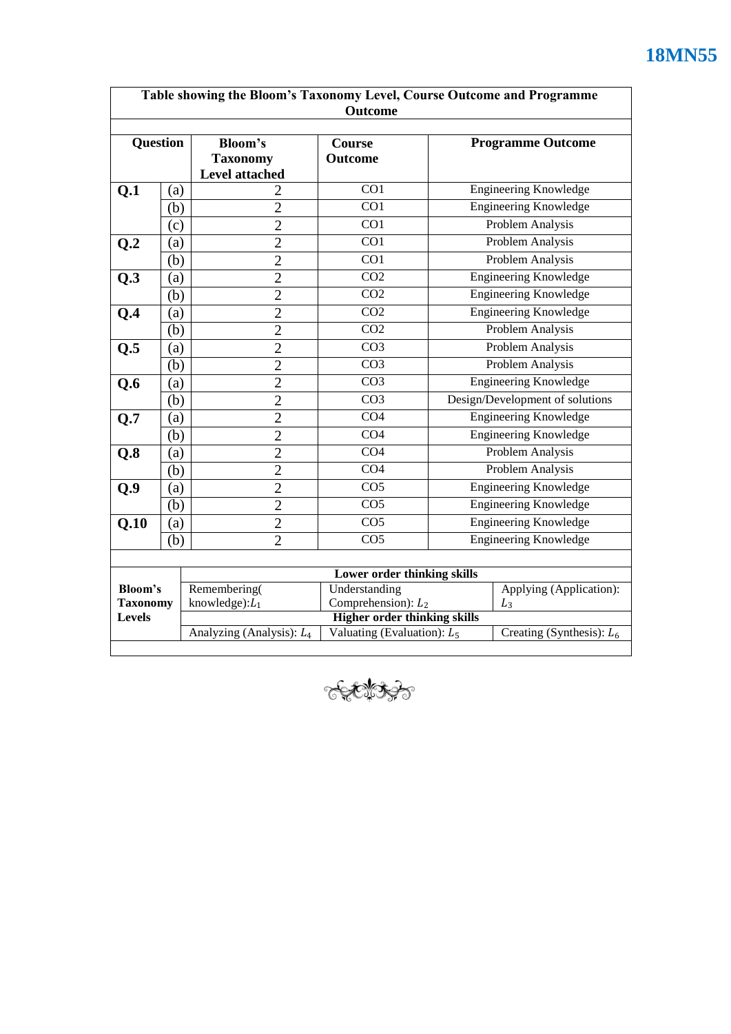**Table showing the Bloom's Taxonomy Level, Course Outcome and Programme Outcome**

| Question | | Bloom's Taxonomy Level attached | Course Outcome | Programme Outcome |
|---|---|---|---|---|
| **Q.1** | (a) | 2 | CO1 | Engineering Knowledge |
| | (b) | 2 | CO1 | Engineering Knowledge |
| | (c) | 2 | CO1 | Problem Analysis |
| **Q.2** | (a) | 2 | CO1 | Problem Analysis |
| | (b) | 2 | CO1 | Problem Analysis |
| **Q.3** | (a) | 2 | CO2 | Engineering Knowledge |
| | (b) | 2 | CO2 | Engineering Knowledge |
| **Q.4** | (a) | 2 | CO2 | Engineering Knowledge |
| | (b) | 2 | CO2 | Problem Analysis |
| **Q.5** | (a) | 2 | CO3 | Problem Analysis |
| | (b) | 2 | CO3 | Problem Analysis |
| **Q.6** | (a) | 2 | CO3 | Engineering Knowledge |
| | (b) | 2 | CO3 | Design/Development of solutions |
| **Q.7** | (a) | 2 | CO4 | Engineering Knowledge |
| | (b) | 2 | CO4 | Engineering Knowledge |
| **Q.8** | (a) | 2 | CO4 | Problem Analysis |
| | (b) | 2 | CO4 | Problem Analysis |
| **Q.9** | (a) | 2 | CO5 | Engineering Knowledge |
| | (b) | 2 | CO5 | Engineering Knowledge |
| **Q.10** | (a) | 2 | CO5 | Engineering Knowledge |
| | (b) | 2 | CO5 | Engineering Knowledge |

| | | | |
|---|---|---|---|
| **Bloom's Taxonomy Levels** | **Lower order thinking skills** | | |
| | Remembering( knowledge): $L_1$ | Understanding Comprehension): $L_2$ | Applying (Application): $L_3$ |
| | **Higher order thinking skills** | | |
| | Analyzing (Analysis): $L_4$ | Valuating (Evaluation): $L_5$ | Creating (Synthesis): $L_6$ |